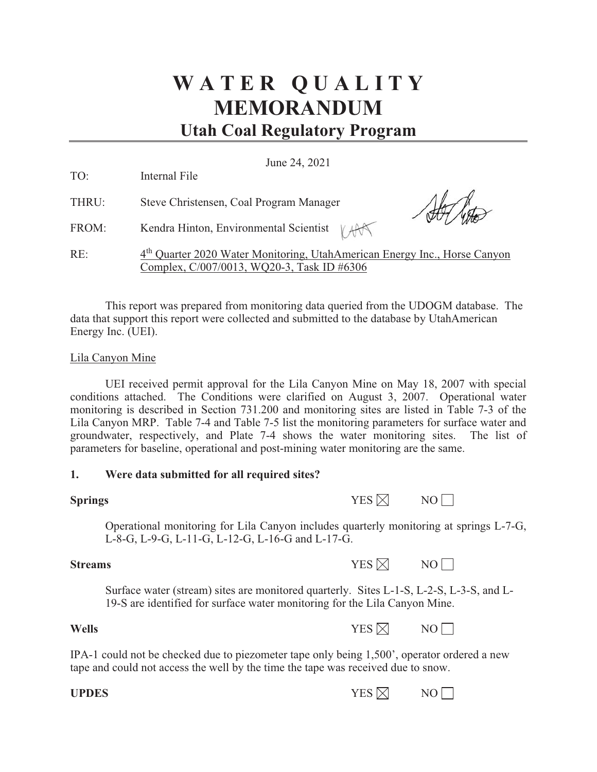# WATER QUALITY MEMORANDUM

## Utah Coal Regulatory Program

June 24, 2021

TO: Internal File

THRU: Steve Christensen, Coal Program Manager

FROM: Kendra Hinton, Environmental Scientist

RE: 4th Quarter 2020 Water Monitoring, UtahAmerican Energy Inc., Horse Canyon Complex, C/007/0013, WQ20-3, Task ID #6306

This report was prepared from monitoring data queried from the UDOGM database. The data that support this report were collected and submitted to the database by UtahAmerican Energy Inc. (UEI).

Lila Canyon Mine

UEI received permit approval for the Lila Canyon Mine on May 18, 2007 with special conditions attached. The Conditions were clarified on August 3, 2007. Operational water monitoring is described in Section 731.200 and monitoring sites are listed in Table 7-3 of the Lila Canyon MRP. Table 7-4 and Table 7-5 list the monitoring parameters for surface water and groundwater, respectively, and Plate 7-4 shows the water monitoring sites. The list of parameters for baseline, operational and post-mining water monitoring are the same.

### 1. Were data submitted for all required sites?

**Springs** YES ☒ NO ☐

Operational monitoring for Lila Canyon includes quarterly monitoring at springs L-7-G, L-8-G, L-9-G, L-11-G, L-12-G, L-16-G and L-17-G.

**Streams** YES ☒ NO ☐

Surface water (stream) sites are monitored quarterly. Sites L-1-S, L-2-S, L-3-S, and L-19-S are identified for surface water monitoring for the Lila Canyon Mine.

**Wells** YES ☒ NO ☐

IPA-1 could not be checked due to piezometer tape only being 1,500', operator ordered a new tape and could not access the well by the time the tape was received due to snow.

**UPDES** YES ☒ NO ☐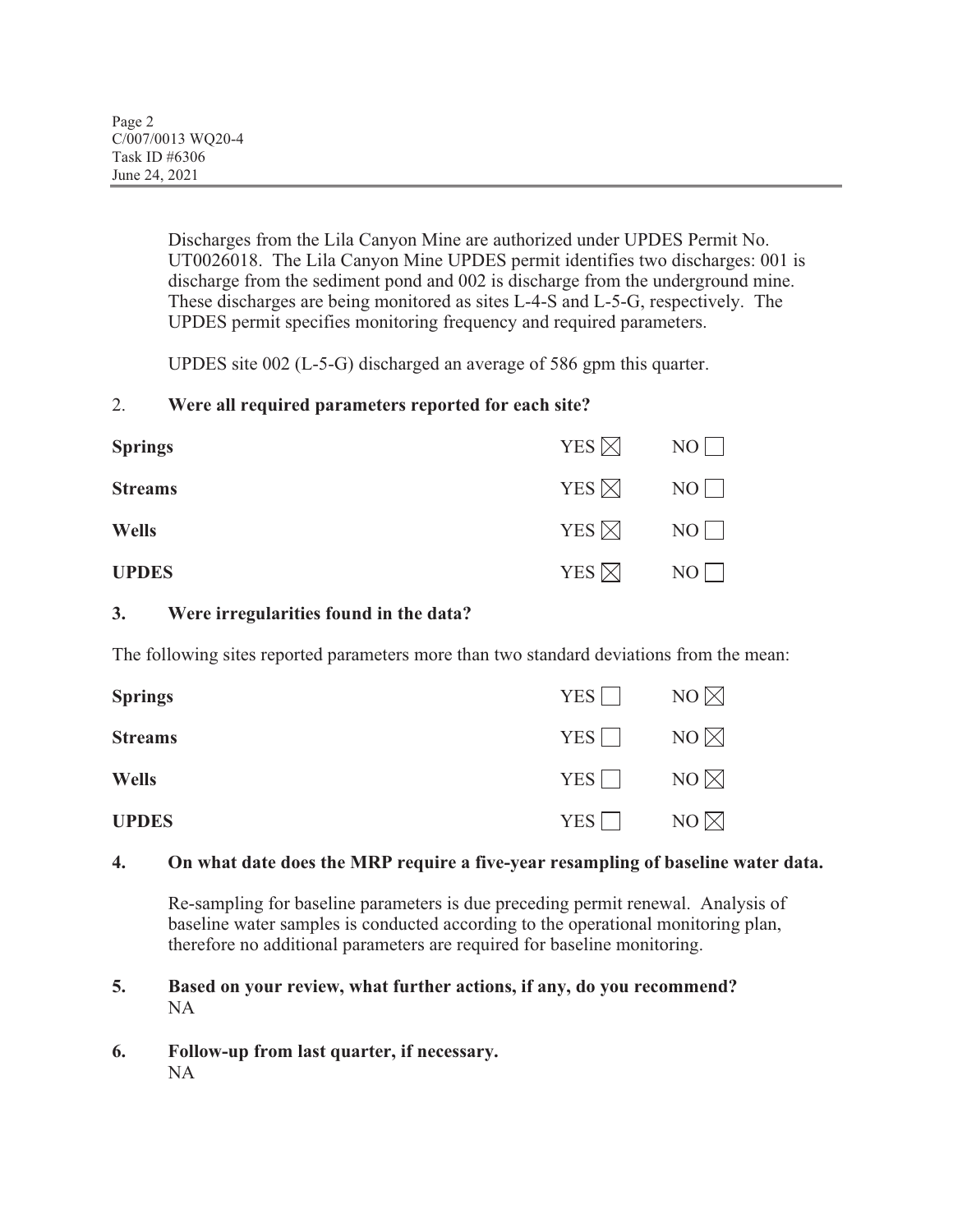Discharges from the Lila Canyon Mine are authorized under UPDES Permit No. UT0026018. The Lila Canyon Mine UPDES permit identifies two discharges: 001 is discharge from the sediment pond and 002 is discharge from the underground mine. These discharges are being monitored as sites L-4-S and L-5-G, respectively. The UPDES permit specifies monitoring frequency and required parameters.

UPDES site 002 (L-5-G) discharged an average of 586 gpm this quarter.

2. **Were all required parameters reported for each site?**

| | | |
|---|---|---|
| **Springs** | YES ☒ | NO ☐ |
| **Streams** | YES ☒ | NO ☐ |
| **Wells** | YES ☒ | NO ☐ |
| **UPDES** | YES ☒ | NO ☐ |

**3. Were irregularities found in the data?**

The following sites reported parameters more than two standard deviations from the mean:

| | | |
|---|---|---|
| **Springs** | YES ☐ | NO ☒ |
| **Streams** | YES ☐ | NO ☒ |
| **Wells** | YES ☐ | NO ☒ |
| **UPDES** | YES ☐ | NO ☒ |

**4. On what date does the MRP require a five-year resampling of baseline water data.**

Re-sampling for baseline parameters is due preceding permit renewal. Analysis of baseline water samples is conducted according to the operational monitoring plan, therefore no additional parameters are required for baseline monitoring.

**5. Based on your review, what further actions, if any, do you recommend?**
NA

**6. Follow-up from last quarter, if necessary.**
NA